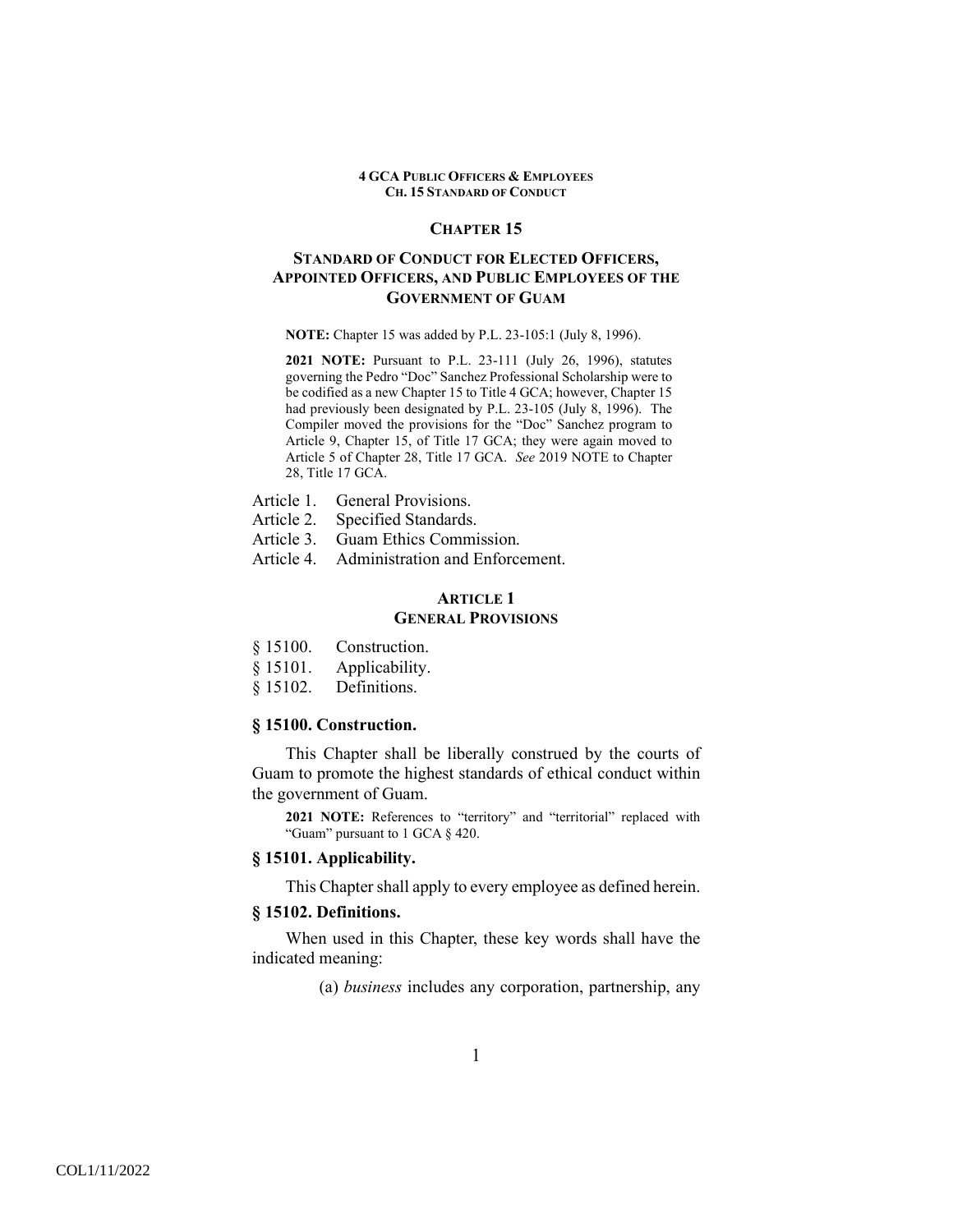# CHAPTER 15

## STANDARD OF CONDUCT FOR ELECTED OFFICERS, APPOINTED OFFICERS, AND PUBLIC EMPLOYEES OF THE GOVERNMENT OF GUAM

**NOTE:** Chapter 15 was added by P.L. 23-105:1 (July 8, 1996).

**2021 NOTE:** Pursuant to P.L. 23-111 (July 26, 1996), statutes governing the Pedro "Doc" Sanchez Professional Scholarship were to be codified as a new Chapter 15 to Title 4 GCA; however, Chapter 15 had previously been designated by P.L. 23-105 (July 8, 1996). The Compiler moved the provisions for the "Doc" Sanchez program to Article 9, Chapter 15, of Title 17 GCA; they were again moved to Article 5 of Chapter 28, Title 17 GCA. *See* 2019 NOTE to Chapter 28, Title 17 GCA.

Article 1. General Provisions.
Article 2. Specified Standards.
Article 3. Guam Ethics Commission.
Article 4. Administration and Enforcement.

### ARTICLE 1
### GENERAL PROVISIONS

§ 15100. Construction.
§ 15101. Applicability.
§ 15102. Definitions.

#### § 15100. Construction.

This Chapter shall be liberally construed by the courts of Guam to promote the highest standards of ethical conduct within the government of Guam.

**2021 NOTE:** References to "territory" and "territorial" replaced with "Guam" pursuant to 1 GCA § 420.

#### § 15101. Applicability.

This Chapter shall apply to every employee as defined herein.

#### § 15102. Definitions.

When used in this Chapter, these key words shall have the indicated meaning:

(a) *business* includes any corporation, partnership, any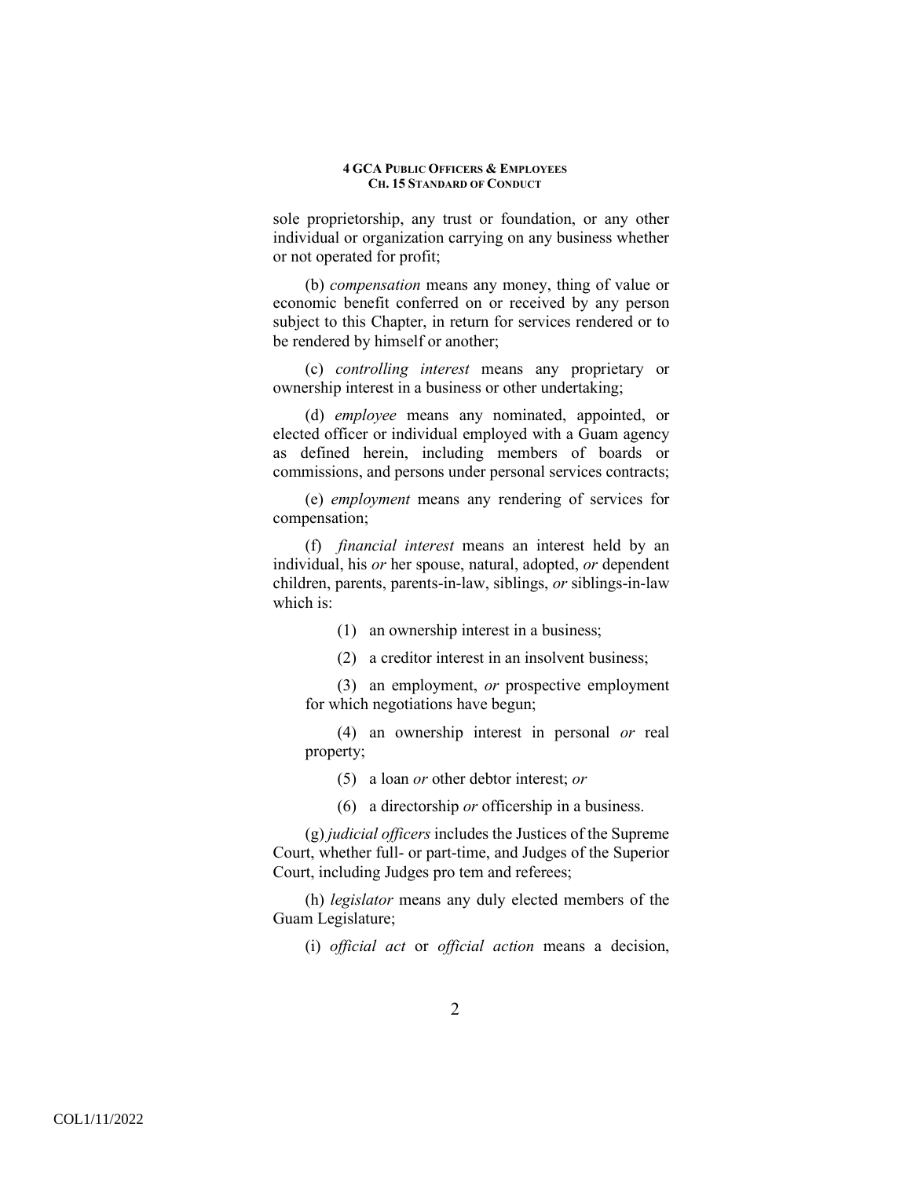sole proprietorship, any trust or foundation, or any other individual or organization carrying on any business whether or not operated for profit;

(b) *compensation* means any money, thing of value or economic benefit conferred on or received by any person subject to this Chapter, in return for services rendered or to be rendered by himself or another;

(c) *controlling interest* means any proprietary or ownership interest in a business or other undertaking;

(d) *employee* means any nominated, appointed, or elected officer or individual employed with a Guam agency as defined herein, including members of boards or commissions, and persons under personal services contracts;

(e) *employment* means any rendering of services for compensation;

(f) *financial interest* means an interest held by an individual, his *or* her spouse, natural, adopted, *or* dependent children, parents, parents-in-law, siblings, *or* siblings-in-law which is:

(1) an ownership interest in a business;

(2) a creditor interest in an insolvent business;

(3) an employment, *or* prospective employment for which negotiations have begun;

(4) an ownership interest in personal *or* real property;

(5) a loan *or* other debtor interest; *or*

(6) a directorship *or* officership in a business.

(g) *judicial officers* includes the Justices of the Supreme Court, whether full- or part-time, and Judges of the Superior Court, including Judges pro tem and referees;

(h) *legislator* means any duly elected members of the Guam Legislature;

(i) *official act* or *official action* means a decision,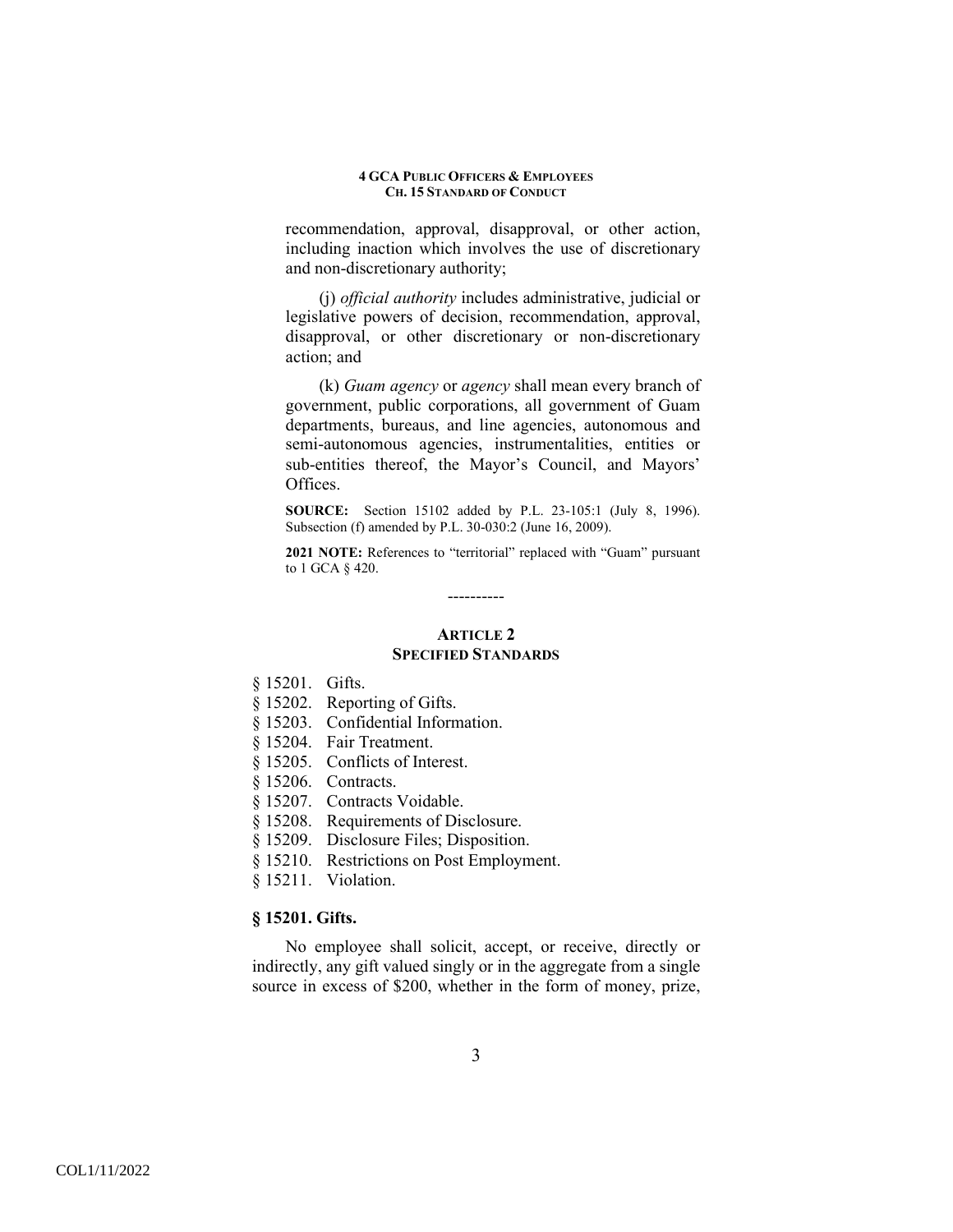recommendation, approval, disapproval, or other action, including inaction which involves the use of discretionary and non-discretionary authority;

(j) *official authority* includes administrative, judicial or legislative powers of decision, recommendation, approval, disapproval, or other discretionary or non-discretionary action; and

(k) *Guam agency* or *agency* shall mean every branch of government, public corporations, all government of Guam departments, bureaus, and line agencies, autonomous and semi-autonomous agencies, instrumentalities, entities or sub-entities thereof, the Mayor's Council, and Mayors' Offices.

**SOURCE:** Section 15102 added by P.L. 23-105:1 (July 8, 1996). Subsection (f) amended by P.L. 30-030:2 (June 16, 2009).

**2021 NOTE:** References to "territorial" replaced with "Guam" pursuant to 1 GCA § 420.

----------

## ARTICLE 2
## SPECIFIED STANDARDS

§ 15201. Gifts.
§ 15202. Reporting of Gifts.
§ 15203. Confidential Information.
§ 15204. Fair Treatment.
§ 15205. Conflicts of Interest.
§ 15206. Contracts.
§ 15207. Contracts Voidable.
§ 15208. Requirements of Disclosure.
§ 15209. Disclosure Files; Disposition.
§ 15210. Restrictions on Post Employment.
§ 15211. Violation.

### § 15201. Gifts.

No employee shall solicit, accept, or receive, directly or indirectly, any gift valued singly or in the aggregate from a single source in excess of $200, whether in the form of money, prize,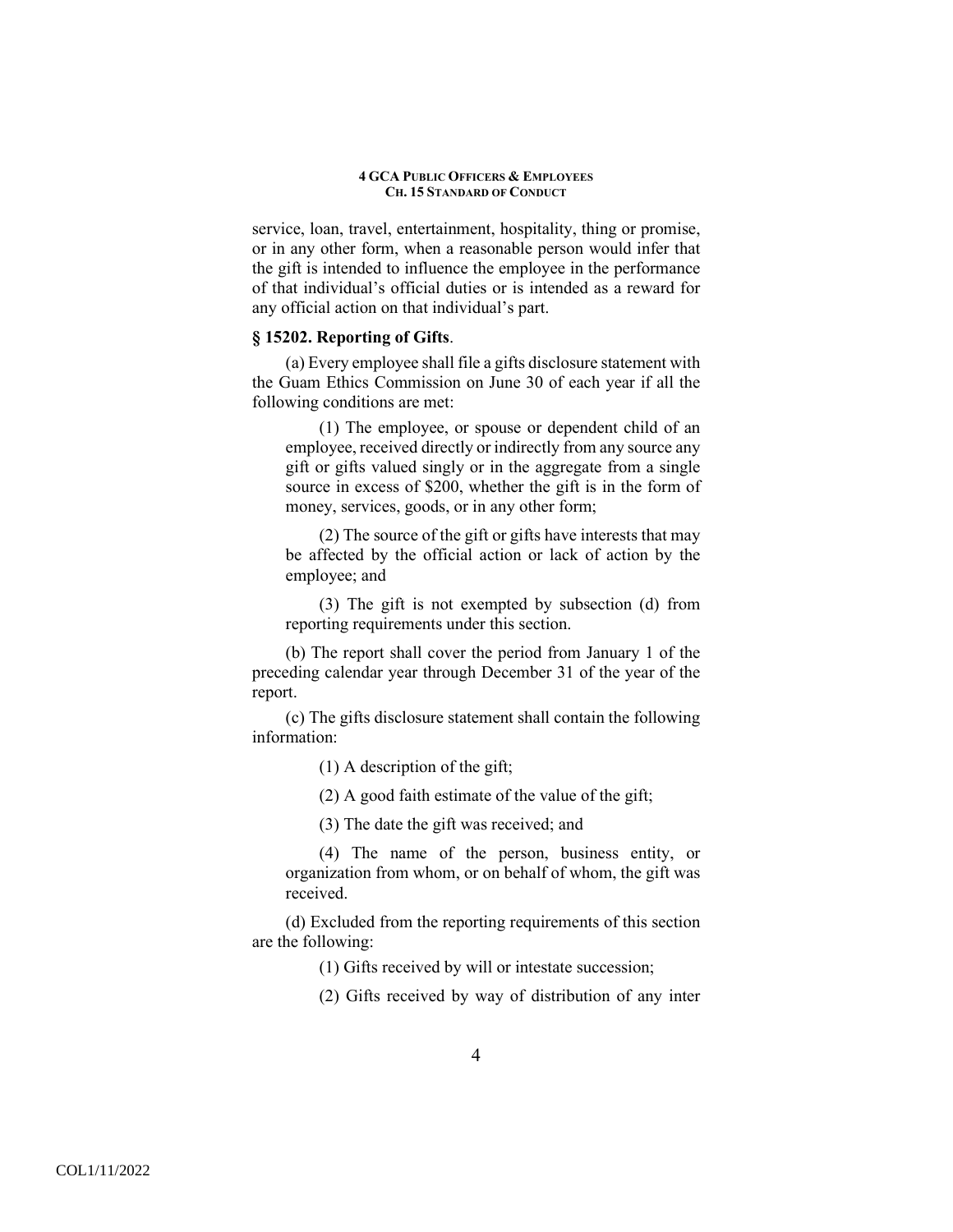service, loan, travel, entertainment, hospitality, thing or promise, or in any other form, when a reasonable person would infer that the gift is intended to influence the employee in the performance of that individual's official duties or is intended as a reward for any official action on that individual's part.

**§ 15202. Reporting of Gifts**.

(a) Every employee shall file a gifts disclosure statement with the Guam Ethics Commission on June 30 of each year if all the following conditions are met:

(1) The employee, or spouse or dependent child of an employee, received directly or indirectly from any source any gift or gifts valued singly or in the aggregate from a single source in excess of $200, whether the gift is in the form of money, services, goods, or in any other form;

(2) The source of the gift or gifts have interests that may be affected by the official action or lack of action by the employee; and

(3) The gift is not exempted by subsection (d) from reporting requirements under this section.

(b) The report shall cover the period from January 1 of the preceding calendar year through December 31 of the year of the report.

(c) The gifts disclosure statement shall contain the following information:

(1) A description of the gift;

(2) A good faith estimate of the value of the gift;

(3) The date the gift was received; and

(4) The name of the person, business entity, or organization from whom, or on behalf of whom, the gift was received.

(d) Excluded from the reporting requirements of this section are the following:

(1) Gifts received by will or intestate succession;

(2) Gifts received by way of distribution of any inter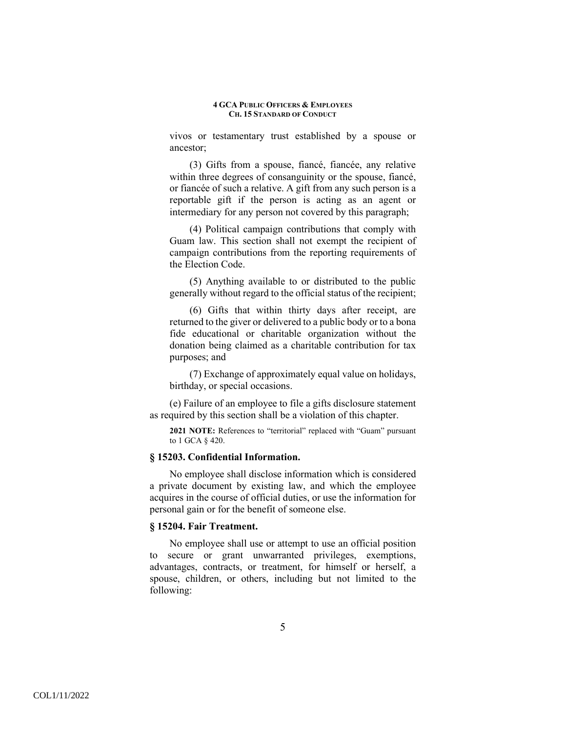vivos or testamentary trust established by a spouse or ancestor;

(3) Gifts from a spouse, fiancé, fiancée, any relative within three degrees of consanguinity or the spouse, fiancé, or fiancée of such a relative. A gift from any such person is a reportable gift if the person is acting as an agent or intermediary for any person not covered by this paragraph;

(4) Political campaign contributions that comply with Guam law. This section shall not exempt the recipient of campaign contributions from the reporting requirements of the Election Code.

(5) Anything available to or distributed to the public generally without regard to the official status of the recipient;

(6) Gifts that within thirty days after receipt, are returned to the giver or delivered to a public body or to a bona fide educational or charitable organization without the donation being claimed as a charitable contribution for tax purposes; and

(7) Exchange of approximately equal value on holidays, birthday, or special occasions.

(e) Failure of an employee to file a gifts disclosure statement as required by this section shall be a violation of this chapter.

**2021 NOTE:** References to "territorial" replaced with "Guam" pursuant to 1 GCA § 420.

### § 15203. Confidential Information.

No employee shall disclose information which is considered a private document by existing law, and which the employee acquires in the course of official duties, or use the information for personal gain or for the benefit of someone else.

### § 15204. Fair Treatment.

No employee shall use or attempt to use an official position to secure or grant unwarranted privileges, exemptions, advantages, contracts, or treatment, for himself or herself, a spouse, children, or others, including but not limited to the following: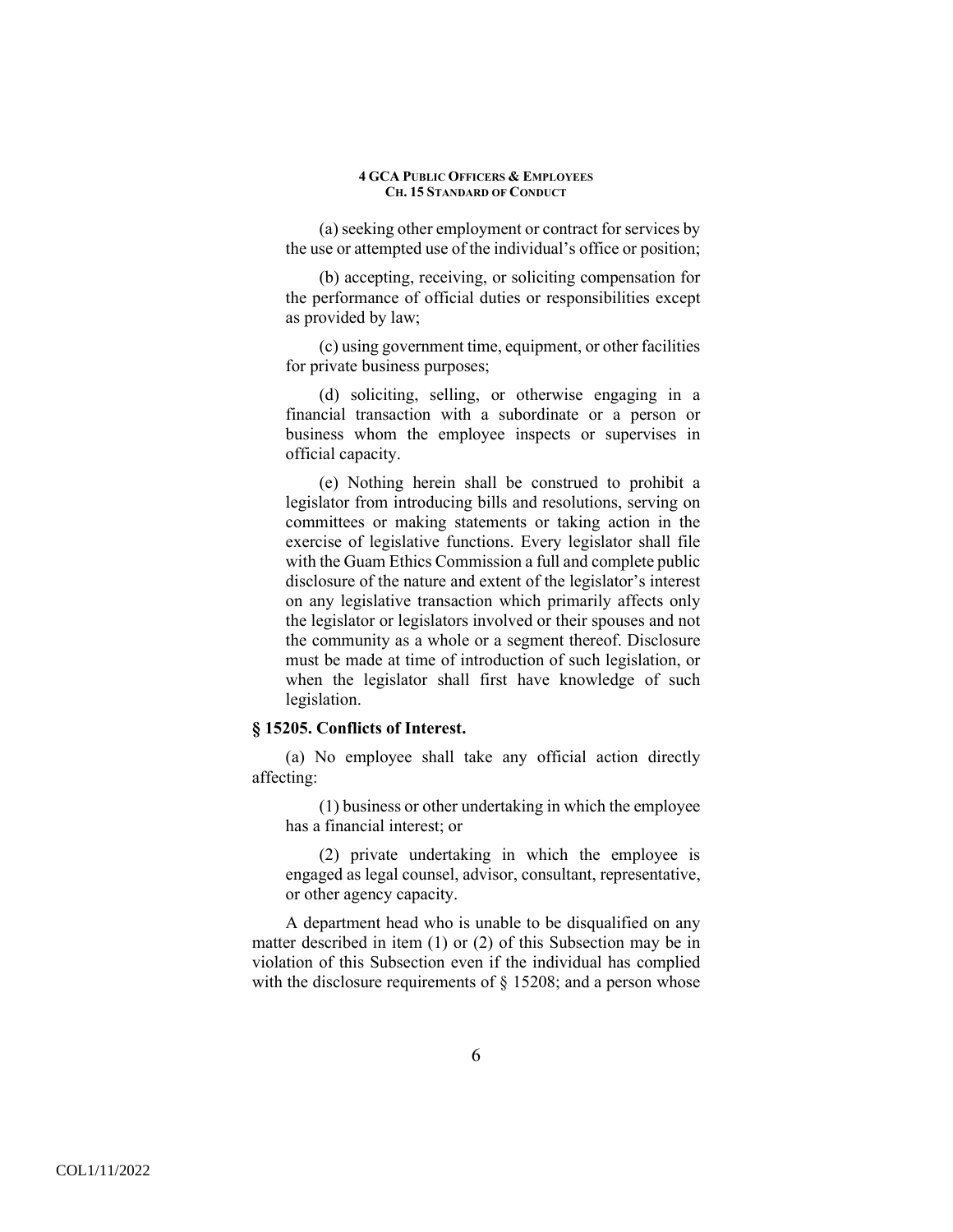(a) seeking other employment or contract for services by the use or attempted use of the individual's office or position;

(b) accepting, receiving, or soliciting compensation for the performance of official duties or responsibilities except as provided by law;

(c) using government time, equipment, or other facilities for private business purposes;

(d) soliciting, selling, or otherwise engaging in a financial transaction with a subordinate or a person or business whom the employee inspects or supervises in official capacity.

(e) Nothing herein shall be construed to prohibit a legislator from introducing bills and resolutions, serving on committees or making statements or taking action in the exercise of legislative functions. Every legislator shall file with the Guam Ethics Commission a full and complete public disclosure of the nature and extent of the legislator's interest on any legislative transaction which primarily affects only the legislator or legislators involved or their spouses and not the community as a whole or a segment thereof. Disclosure must be made at time of introduction of such legislation, or when the legislator shall first have knowledge of such legislation.

### § 15205. Conflicts of Interest.

(a) No employee shall take any official action directly affecting:

(1) business or other undertaking in which the employee has a financial interest; or

(2) private undertaking in which the employee is engaged as legal counsel, advisor, consultant, representative, or other agency capacity.

A department head who is unable to be disqualified on any matter described in item (1) or (2) of this Subsection may be in violation of this Subsection even if the individual has complied with the disclosure requirements of § 15208; and a person whose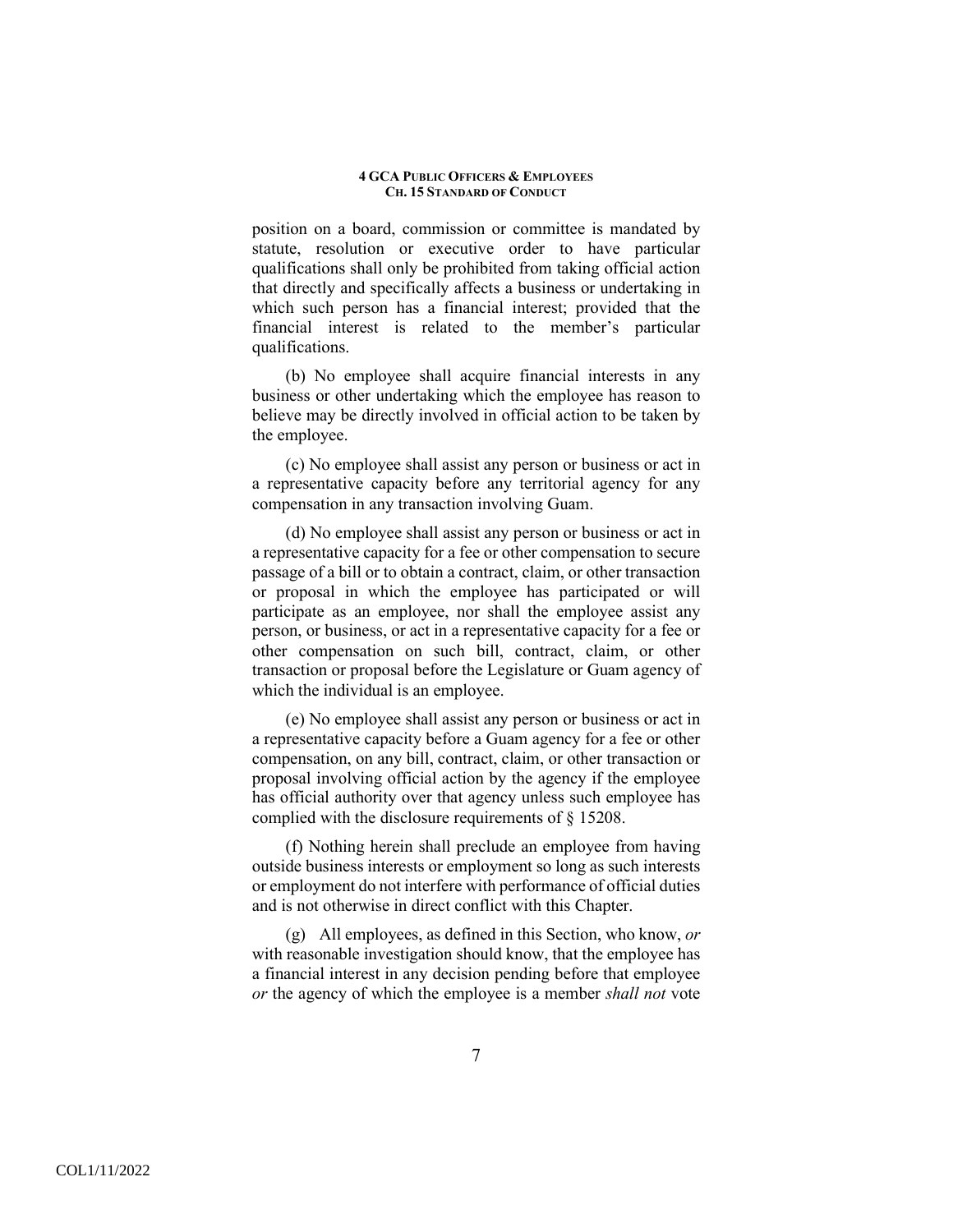position on a board, commission or committee is mandated by statute, resolution or executive order to have particular qualifications shall only be prohibited from taking official action that directly and specifically affects a business or undertaking in which such person has a financial interest; provided that the financial interest is related to the member's particular qualifications.

(b) No employee shall acquire financial interests in any business or other undertaking which the employee has reason to believe may be directly involved in official action to be taken by the employee.

(c) No employee shall assist any person or business or act in a representative capacity before any territorial agency for any compensation in any transaction involving Guam.

(d) No employee shall assist any person or business or act in a representative capacity for a fee or other compensation to secure passage of a bill or to obtain a contract, claim, or other transaction or proposal in which the employee has participated or will participate as an employee, nor shall the employee assist any person, or business, or act in a representative capacity for a fee or other compensation on such bill, contract, claim, or other transaction or proposal before the Legislature or Guam agency of which the individual is an employee.

(e) No employee shall assist any person or business or act in a representative capacity before a Guam agency for a fee or other compensation, on any bill, contract, claim, or other transaction or proposal involving official action by the agency if the employee has official authority over that agency unless such employee has complied with the disclosure requirements of § 15208.

(f) Nothing herein shall preclude an employee from having outside business interests or employment so long as such interests or employment do not interfere with performance of official duties and is not otherwise in direct conflict with this Chapter.

(g) All employees, as defined in this Section, who know, *or* with reasonable investigation should know, that the employee has a financial interest in any decision pending before that employee *or* the agency of which the employee is a member *shall not* vote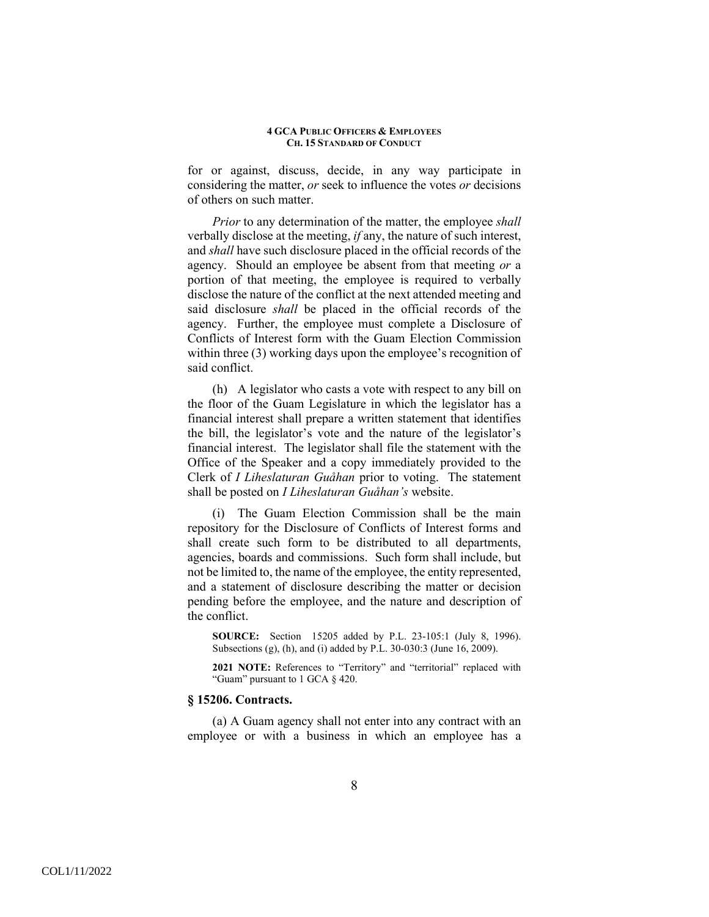for or against, discuss, decide, in any way participate in considering the matter, *or* seek to influence the votes *or* decisions of others on such matter.

*Prior* to any determination of the matter, the employee *shall* verbally disclose at the meeting, *if* any, the nature of such interest, and *shall* have such disclosure placed in the official records of the agency. Should an employee be absent from that meeting *or* a portion of that meeting, the employee is required to verbally disclose the nature of the conflict at the next attended meeting and said disclosure *shall* be placed in the official records of the agency. Further, the employee must complete a Disclosure of Conflicts of Interest form with the Guam Election Commission within three (3) working days upon the employee's recognition of said conflict.

(h) A legislator who casts a vote with respect to any bill on the floor of the Guam Legislature in which the legislator has a financial interest shall prepare a written statement that identifies the bill, the legislator's vote and the nature of the legislator's financial interest. The legislator shall file the statement with the Office of the Speaker and a copy immediately provided to the Clerk of *I Liheslaturan Guåhan* prior to voting. The statement shall be posted on *I Liheslaturan Guåhan's* website.

(i) The Guam Election Commission shall be the main repository for the Disclosure of Conflicts of Interest forms and shall create such form to be distributed to all departments, agencies, boards and commissions. Such form shall include, but not be limited to, the name of the employee, the entity represented, and a statement of disclosure describing the matter or decision pending before the employee, and the nature and description of the conflict.

**SOURCE:** Section 15205 added by P.L. 23-105:1 (July 8, 1996). Subsections (g), (h), and (i) added by P.L. 30-030:3 (June 16, 2009).

**2021 NOTE:** References to "Territory" and "territorial" replaced with "Guam" pursuant to 1 GCA § 420.

### § 15206. Contracts.

(a) A Guam agency shall not enter into any contract with an employee or with a business in which an employee has a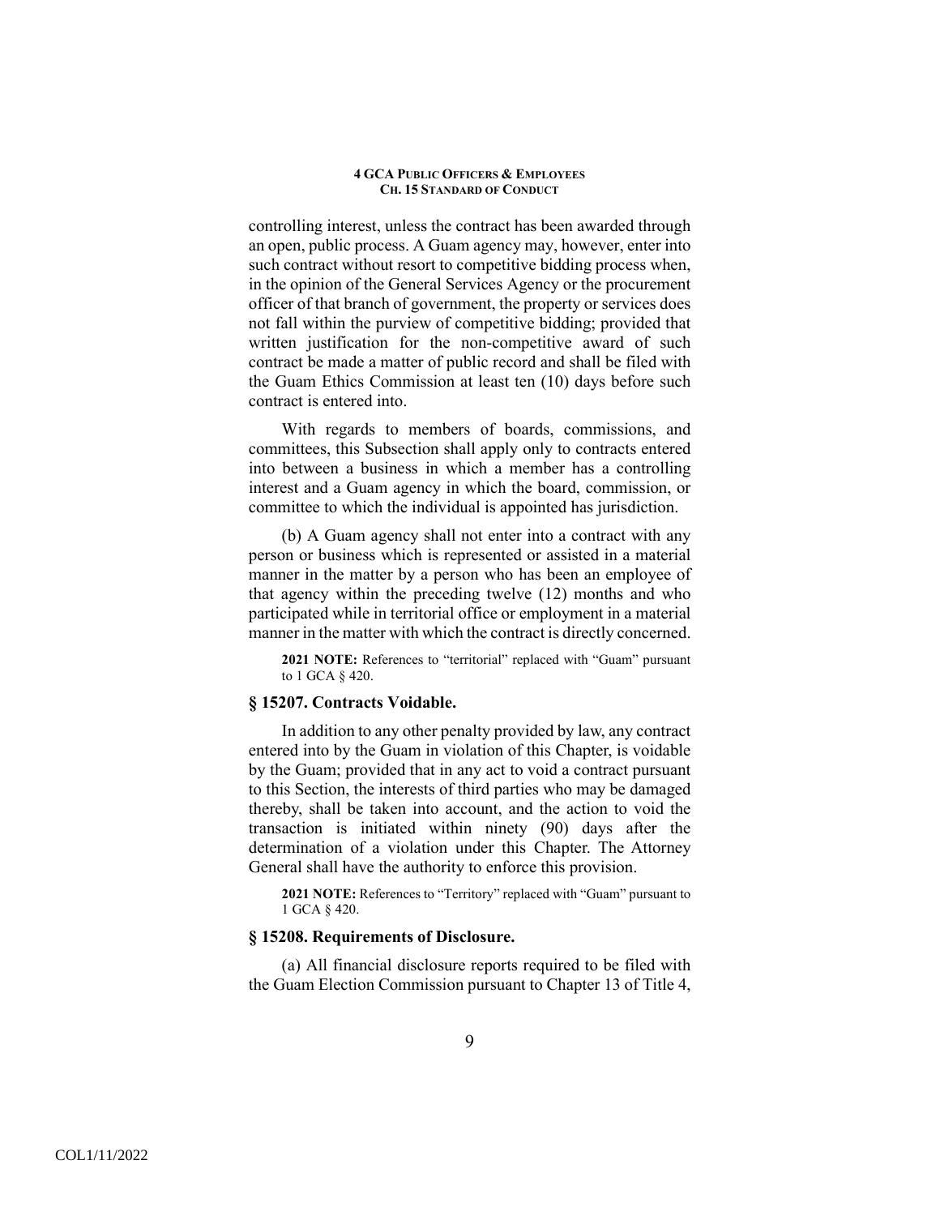controlling interest, unless the contract has been awarded through an open, public process. A Guam agency may, however, enter into such contract without resort to competitive bidding process when, in the opinion of the General Services Agency or the procurement officer of that branch of government, the property or services does not fall within the purview of competitive bidding; provided that written justification for the non-competitive award of such contract be made a matter of public record and shall be filed with the Guam Ethics Commission at least ten (10) days before such contract is entered into.

With regards to members of boards, commissions, and committees, this Subsection shall apply only to contracts entered into between a business in which a member has a controlling interest and a Guam agency in which the board, commission, or committee to which the individual is appointed has jurisdiction.

(b) A Guam agency shall not enter into a contract with any person or business which is represented or assisted in a material manner in the matter by a person who has been an employee of that agency within the preceding twelve (12) months and who participated while in territorial office or employment in a material manner in the matter with which the contract is directly concerned.

**2021 NOTE:** References to "territorial" replaced with "Guam" pursuant to 1 GCA § 420.

### § 15207. Contracts Voidable.

In addition to any other penalty provided by law, any contract entered into by the Guam in violation of this Chapter, is voidable by the Guam; provided that in any act to void a contract pursuant to this Section, the interests of third parties who may be damaged thereby, shall be taken into account, and the action to void the transaction is initiated within ninety (90) days after the determination of a violation under this Chapter. The Attorney General shall have the authority to enforce this provision.

**2021 NOTE:** References to "Territory" replaced with "Guam" pursuant to 1 GCA § 420.

### § 15208. Requirements of Disclosure.

(a) All financial disclosure reports required to be filed with the Guam Election Commission pursuant to Chapter 13 of Title 4,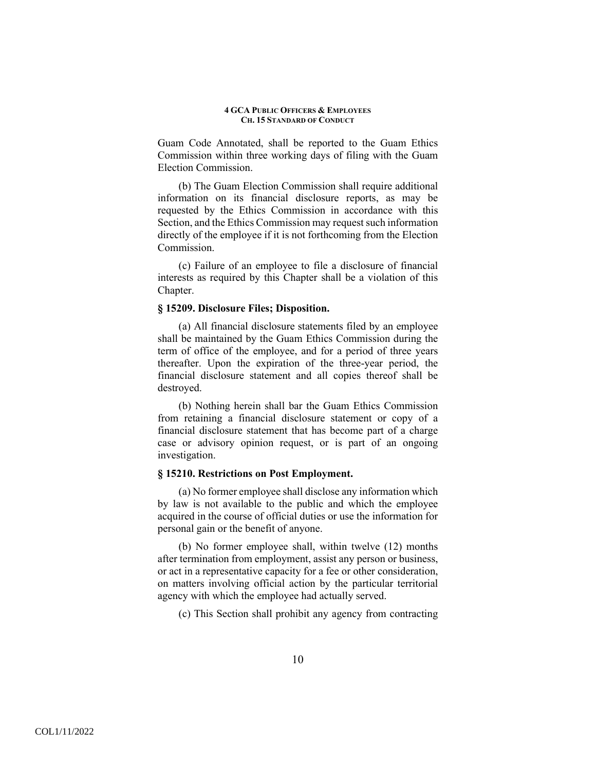Guam Code Annotated, shall be reported to the Guam Ethics Commission within three working days of filing with the Guam Election Commission.

(b) The Guam Election Commission shall require additional information on its financial disclosure reports, as may be requested by the Ethics Commission in accordance with this Section, and the Ethics Commission may request such information directly of the employee if it is not forthcoming from the Election Commission.

(c) Failure of an employee to file a disclosure of financial interests as required by this Chapter shall be a violation of this Chapter.

### § 15209. Disclosure Files; Disposition.

(a) All financial disclosure statements filed by an employee shall be maintained by the Guam Ethics Commission during the term of office of the employee, and for a period of three years thereafter. Upon the expiration of the three-year period, the financial disclosure statement and all copies thereof shall be destroyed.

(b) Nothing herein shall bar the Guam Ethics Commission from retaining a financial disclosure statement or copy of a financial disclosure statement that has become part of a charge case or advisory opinion request, or is part of an ongoing investigation.

### § 15210. Restrictions on Post Employment.

(a) No former employee shall disclose any information which by law is not available to the public and which the employee acquired in the course of official duties or use the information for personal gain or the benefit of anyone.

(b) No former employee shall, within twelve (12) months after termination from employment, assist any person or business, or act in a representative capacity for a fee or other consideration, on matters involving official action by the particular territorial agency with which the employee had actually served.

(c) This Section shall prohibit any agency from contracting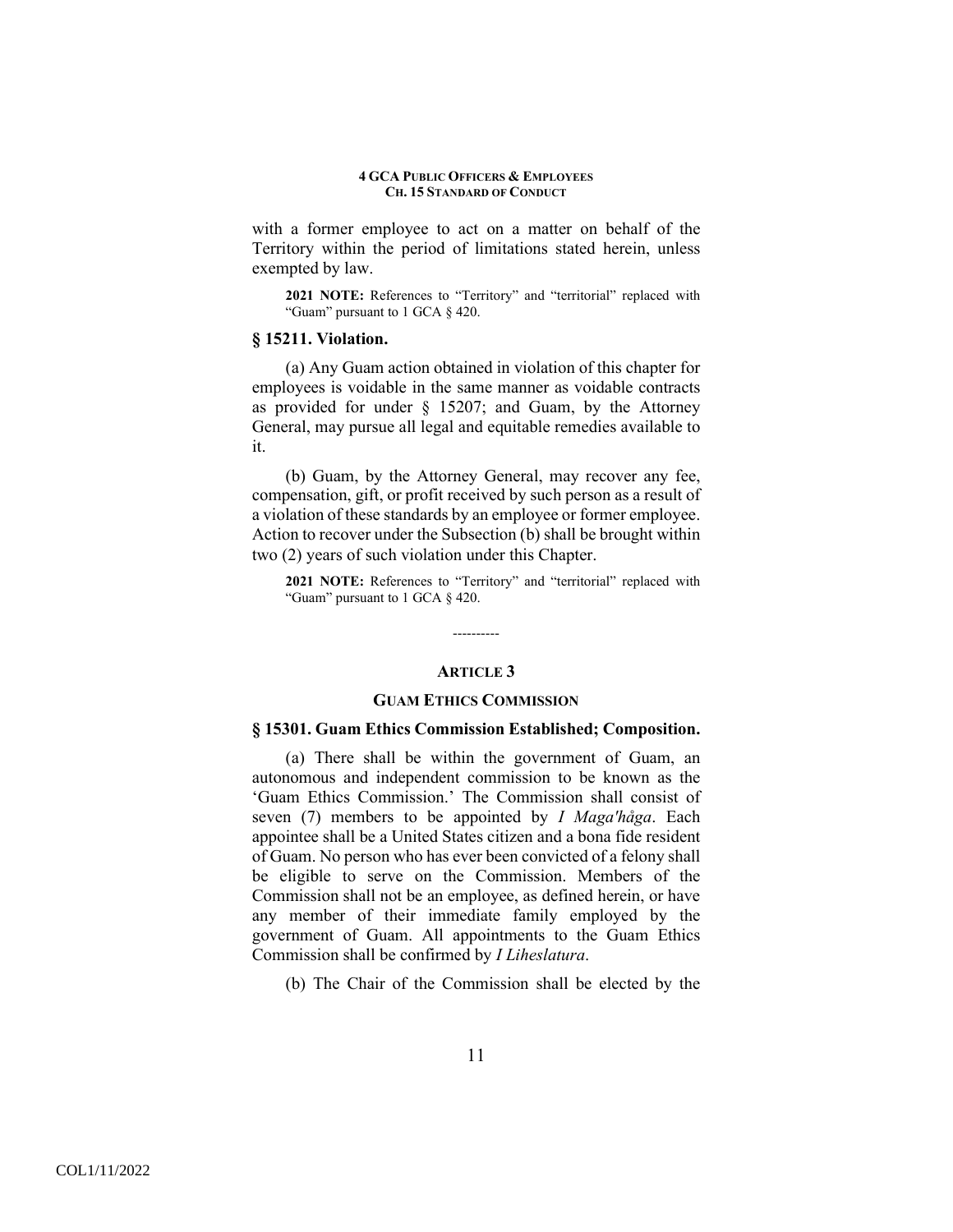with a former employee to act on a matter on behalf of the Territory within the period of limitations stated herein, unless exempted by law.

**2021 NOTE:** References to "Territory" and "territorial" replaced with "Guam" pursuant to 1 GCA § 420.

### § 15211. Violation.

(a) Any Guam action obtained in violation of this chapter for employees is voidable in the same manner as voidable contracts as provided for under § 15207; and Guam, by the Attorney General, may pursue all legal and equitable remedies available to it.

(b) Guam, by the Attorney General, may recover any fee, compensation, gift, or profit received by such person as a result of a violation of these standards by an employee or former employee. Action to recover under the Subsection (b) shall be brought within two (2) years of such violation under this Chapter.

**2021 NOTE:** References to "Territory" and "territorial" replaced with "Guam" pursuant to 1 GCA § 420.

----------

## ARTICLE 3

## GUAM ETHICS COMMISSION

### § 15301. Guam Ethics Commission Established; Composition.

(a) There shall be within the government of Guam, an autonomous and independent commission to be known as the 'Guam Ethics Commission.' The Commission shall consist of seven (7) members to be appointed by *I Maga'håga*. Each appointee shall be a United States citizen and a bona fide resident of Guam. No person who has ever been convicted of a felony shall be eligible to serve on the Commission. Members of the Commission shall not be an employee, as defined herein, or have any member of their immediate family employed by the government of Guam. All appointments to the Guam Ethics Commission shall be confirmed by *I Liheslatura*.

(b) The Chair of the Commission shall be elected by the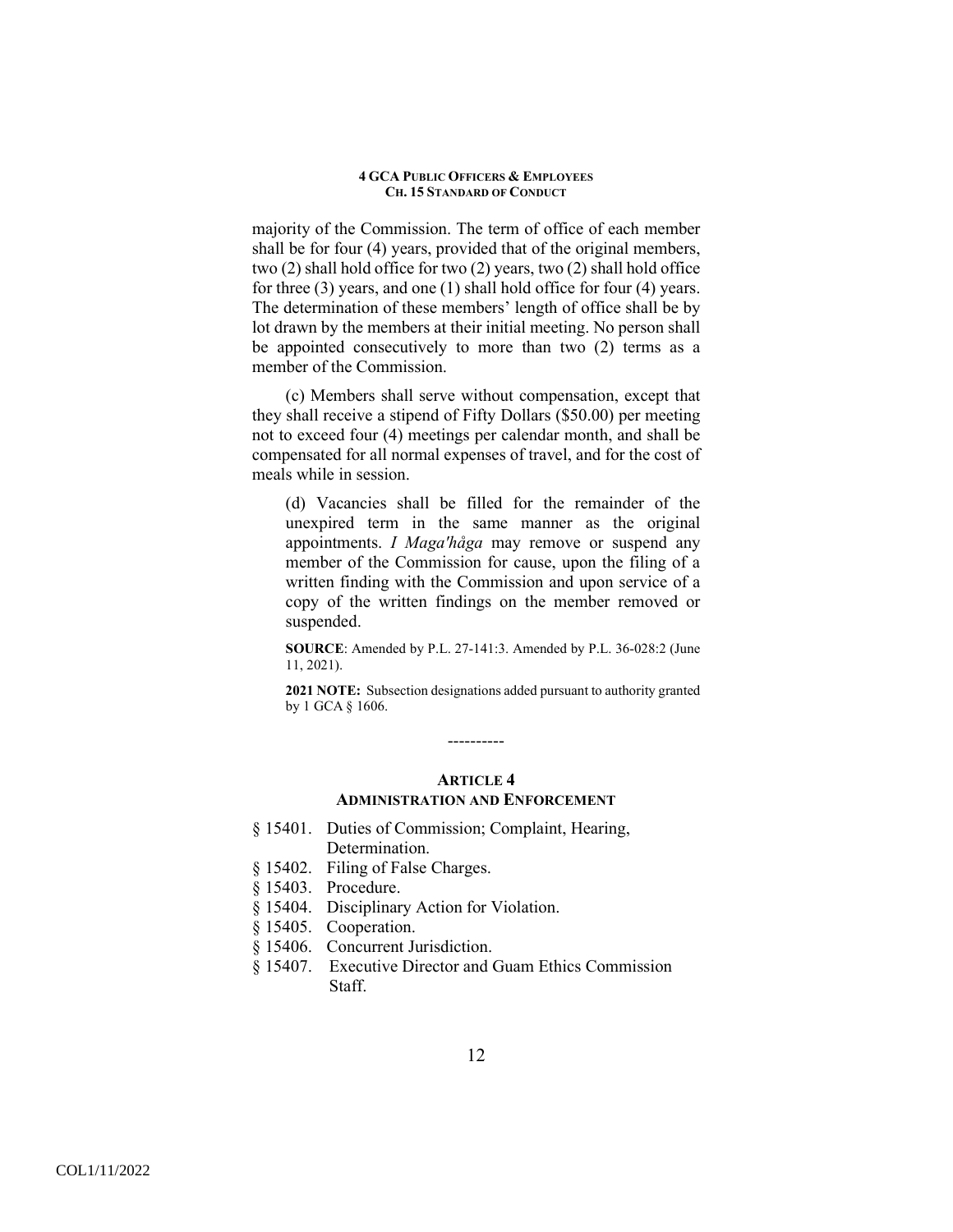majority of the Commission. The term of office of each member shall be for four (4) years, provided that of the original members, two (2) shall hold office for two (2) years, two (2) shall hold office for three (3) years, and one (1) shall hold office for four (4) years. The determination of these members' length of office shall be by lot drawn by the members at their initial meeting. No person shall be appointed consecutively to more than two (2) terms as a member of the Commission.

(c) Members shall serve without compensation, except that they shall receive a stipend of Fifty Dollars ($50.00) per meeting not to exceed four (4) meetings per calendar month, and shall be compensated for all normal expenses of travel, and for the cost of meals while in session.

(d) Vacancies shall be filled for the remainder of the unexpired term in the same manner as the original appointments. *I Maga'håga* may remove or suspend any member of the Commission for cause, upon the filing of a written finding with the Commission and upon service of a copy of the written findings on the member removed or suspended.

**SOURCE**: Amended by P.L. 27-141:3. Amended by P.L. 36-028:2 (June 11, 2021).

**2021 NOTE:** Subsection designations added pursuant to authority granted by 1 GCA § 1606.

----------

## ARTICLE 4
## ADMINISTRATION AND ENFORCEMENT

§ 15401. Duties of Commission; Complaint, Hearing, Determination.
§ 15402. Filing of False Charges.
§ 15403. Procedure.
§ 15404. Disciplinary Action for Violation.
§ 15405. Cooperation.
§ 15406. Concurrent Jurisdiction.
§ 15407. Executive Director and Guam Ethics Commission Staff.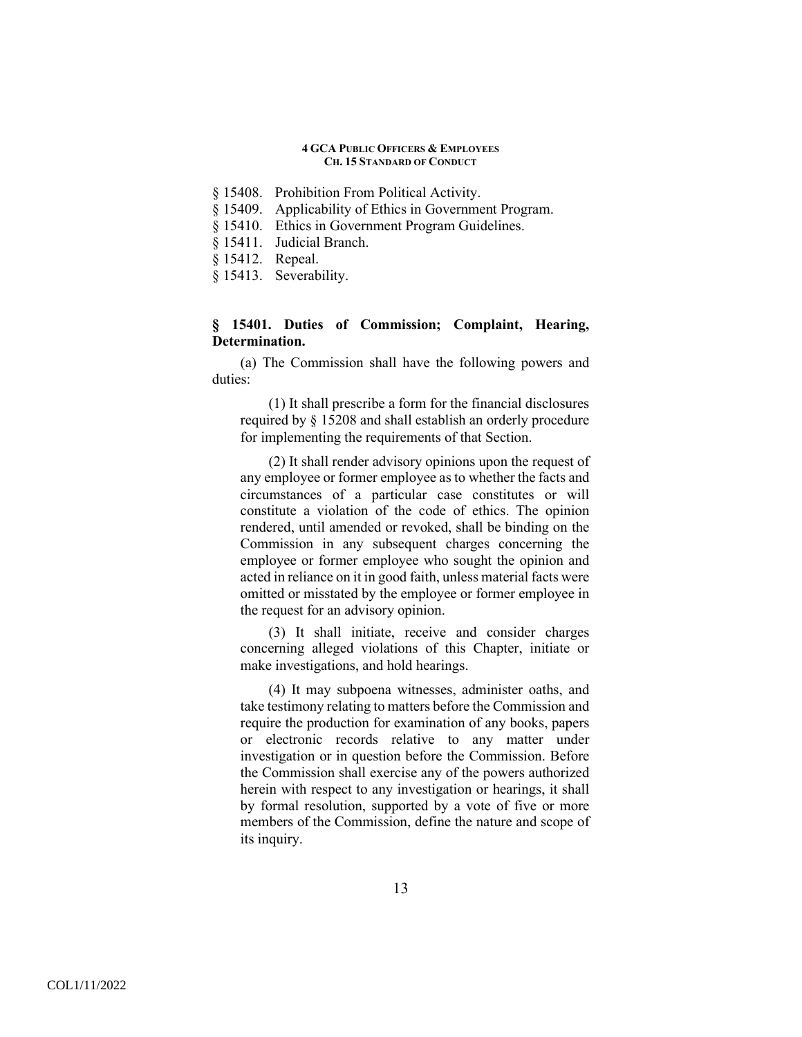§ 15408. Prohibition From Political Activity.
§ 15409. Applicability of Ethics in Government Program.
§ 15410. Ethics in Government Program Guidelines.
§ 15411. Judicial Branch.
§ 15412. Repeal.
§ 15413. Severability.

### § 15401. Duties of Commission; Complaint, Hearing, Determination.

(a) The Commission shall have the following powers and duties:

(1) It shall prescribe a form for the financial disclosures required by § 15208 and shall establish an orderly procedure for implementing the requirements of that Section.

(2) It shall render advisory opinions upon the request of any employee or former employee as to whether the facts and circumstances of a particular case constitutes or will constitute a violation of the code of ethics. The opinion rendered, until amended or revoked, shall be binding on the Commission in any subsequent charges concerning the employee or former employee who sought the opinion and acted in reliance on it in good faith, unless material facts were omitted or misstated by the employee or former employee in the request for an advisory opinion.

(3) It shall initiate, receive and consider charges concerning alleged violations of this Chapter, initiate or make investigations, and hold hearings.

(4) It may subpoena witnesses, administer oaths, and take testimony relating to matters before the Commission and require the production for examination of any books, papers or electronic records relative to any matter under investigation or in question before the Commission. Before the Commission shall exercise any of the powers authorized herein with respect to any investigation or hearings, it shall by formal resolution, supported by a vote of five or more members of the Commission, define the nature and scope of its inquiry.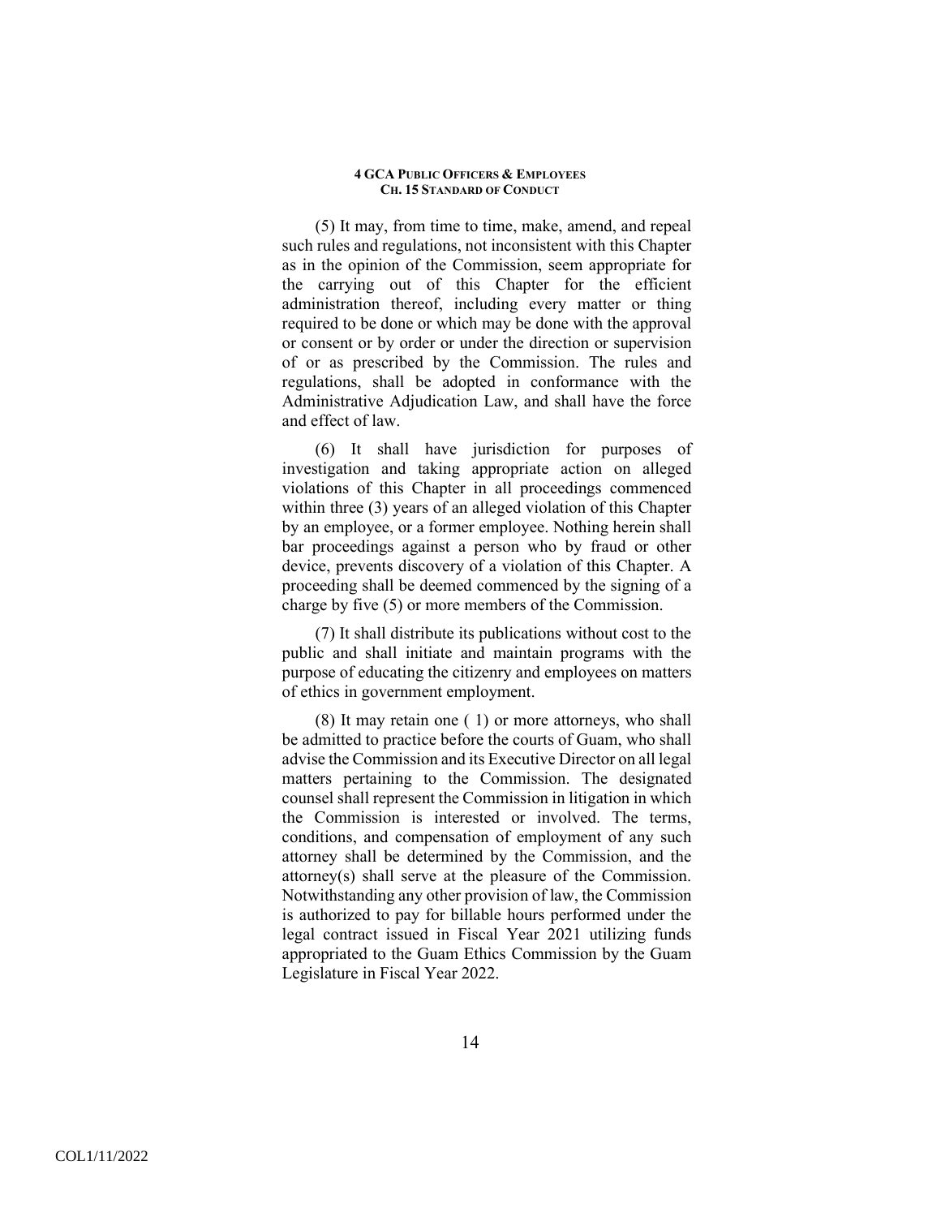(5) It may, from time to time, make, amend, and repeal such rules and regulations, not inconsistent with this Chapter as in the opinion of the Commission, seem appropriate for the carrying out of this Chapter for the efficient administration thereof, including every matter or thing required to be done or which may be done with the approval or consent or by order or under the direction or supervision of or as prescribed by the Commission. The rules and regulations, shall be adopted in conformance with the Administrative Adjudication Law, and shall have the force and effect of law.

(6) It shall have jurisdiction for purposes of investigation and taking appropriate action on alleged violations of this Chapter in all proceedings commenced within three (3) years of an alleged violation of this Chapter by an employee, or a former employee. Nothing herein shall bar proceedings against a person who by fraud or other device, prevents discovery of a violation of this Chapter. A proceeding shall be deemed commenced by the signing of a charge by five (5) or more members of the Commission.

(7) It shall distribute its publications without cost to the public and shall initiate and maintain programs with the purpose of educating the citizenry and employees on matters of ethics in government employment.

(8) It may retain one ( 1) or more attorneys, who shall be admitted to practice before the courts of Guam, who shall advise the Commission and its Executive Director on all legal matters pertaining to the Commission. The designated counsel shall represent the Commission in litigation in which the Commission is interested or involved. The terms, conditions, and compensation of employment of any such attorney shall be determined by the Commission, and the attorney(s) shall serve at the pleasure of the Commission. Notwithstanding any other provision of law, the Commission is authorized to pay for billable hours performed under the legal contract issued in Fiscal Year 2021 utilizing funds appropriated to the Guam Ethics Commission by the Guam Legislature in Fiscal Year 2022.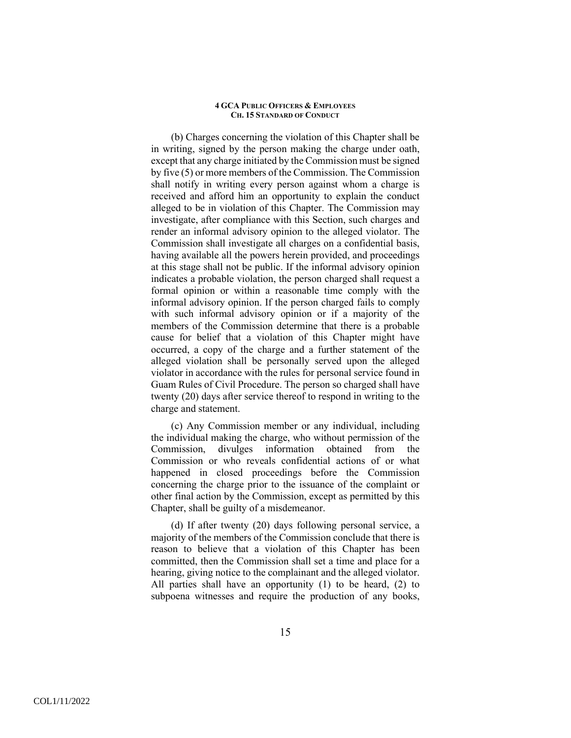(b) Charges concerning the violation of this Chapter shall be in writing, signed by the person making the charge under oath, except that any charge initiated by the Commission must be signed by five (5) or more members of the Commission. The Commission shall notify in writing every person against whom a charge is received and afford him an opportunity to explain the conduct alleged to be in violation of this Chapter. The Commission may investigate, after compliance with this Section, such charges and render an informal advisory opinion to the alleged violator. The Commission shall investigate all charges on a confidential basis, having available all the powers herein provided, and proceedings at this stage shall not be public. If the informal advisory opinion indicates a probable violation, the person charged shall request a formal opinion or within a reasonable time comply with the informal advisory opinion. If the person charged fails to comply with such informal advisory opinion or if a majority of the members of the Commission determine that there is a probable cause for belief that a violation of this Chapter might have occurred, a copy of the charge and a further statement of the alleged violation shall be personally served upon the alleged violator in accordance with the rules for personal service found in Guam Rules of Civil Procedure. The person so charged shall have twenty (20) days after service thereof to respond in writing to the charge and statement.

(c) Any Commission member or any individual, including the individual making the charge, who without permission of the Commission, divulges information obtained from the Commission or who reveals confidential actions of or what happened in closed proceedings before the Commission concerning the charge prior to the issuance of the complaint or other final action by the Commission, except as permitted by this Chapter, shall be guilty of a misdemeanor.

(d) If after twenty (20) days following personal service, a majority of the members of the Commission conclude that there is reason to believe that a violation of this Chapter has been committed, then the Commission shall set a time and place for a hearing, giving notice to the complainant and the alleged violator. All parties shall have an opportunity (1) to be heard, (2) to subpoena witnesses and require the production of any books,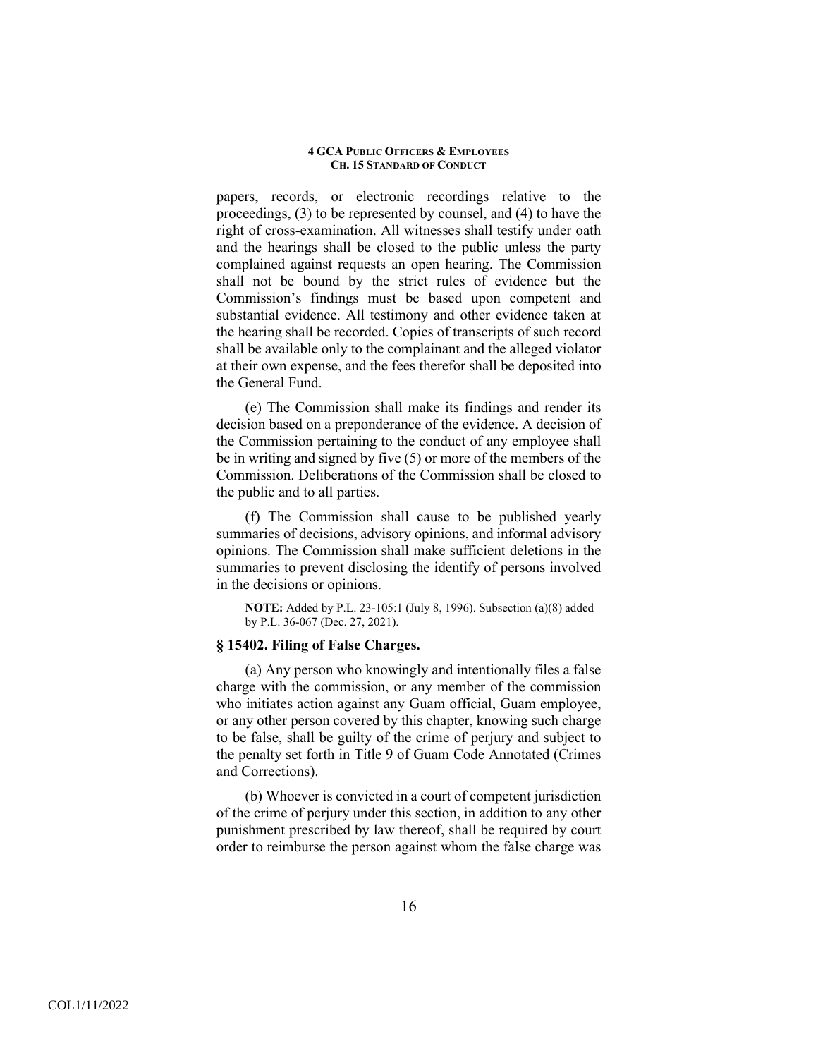papers, records, or electronic recordings relative to the proceedings, (3) to be represented by counsel, and (4) to have the right of cross-examination. All witnesses shall testify under oath and the hearings shall be closed to the public unless the party complained against requests an open hearing. The Commission shall not be bound by the strict rules of evidence but the Commission's findings must be based upon competent and substantial evidence. All testimony and other evidence taken at the hearing shall be recorded. Copies of transcripts of such record shall be available only to the complainant and the alleged violator at their own expense, and the fees therefor shall be deposited into the General Fund.

(e) The Commission shall make its findings and render its decision based on a preponderance of the evidence. A decision of the Commission pertaining to the conduct of any employee shall be in writing and signed by five (5) or more of the members of the Commission. Deliberations of the Commission shall be closed to the public and to all parties.

(f) The Commission shall cause to be published yearly summaries of decisions, advisory opinions, and informal advisory opinions. The Commission shall make sufficient deletions in the summaries to prevent disclosing the identify of persons involved in the decisions or opinions.

**NOTE:** Added by P.L. 23-105:1 (July 8, 1996). Subsection (a)(8) added by P.L. 36-067 (Dec. 27, 2021).

### § 15402. Filing of False Charges.

(a) Any person who knowingly and intentionally files a false charge with the commission, or any member of the commission who initiates action against any Guam official, Guam employee, or any other person covered by this chapter, knowing such charge to be false, shall be guilty of the crime of perjury and subject to the penalty set forth in Title 9 of Guam Code Annotated (Crimes and Corrections).

(b) Whoever is convicted in a court of competent jurisdiction of the crime of perjury under this section, in addition to any other punishment prescribed by law thereof, shall be required by court order to reimburse the person against whom the false charge was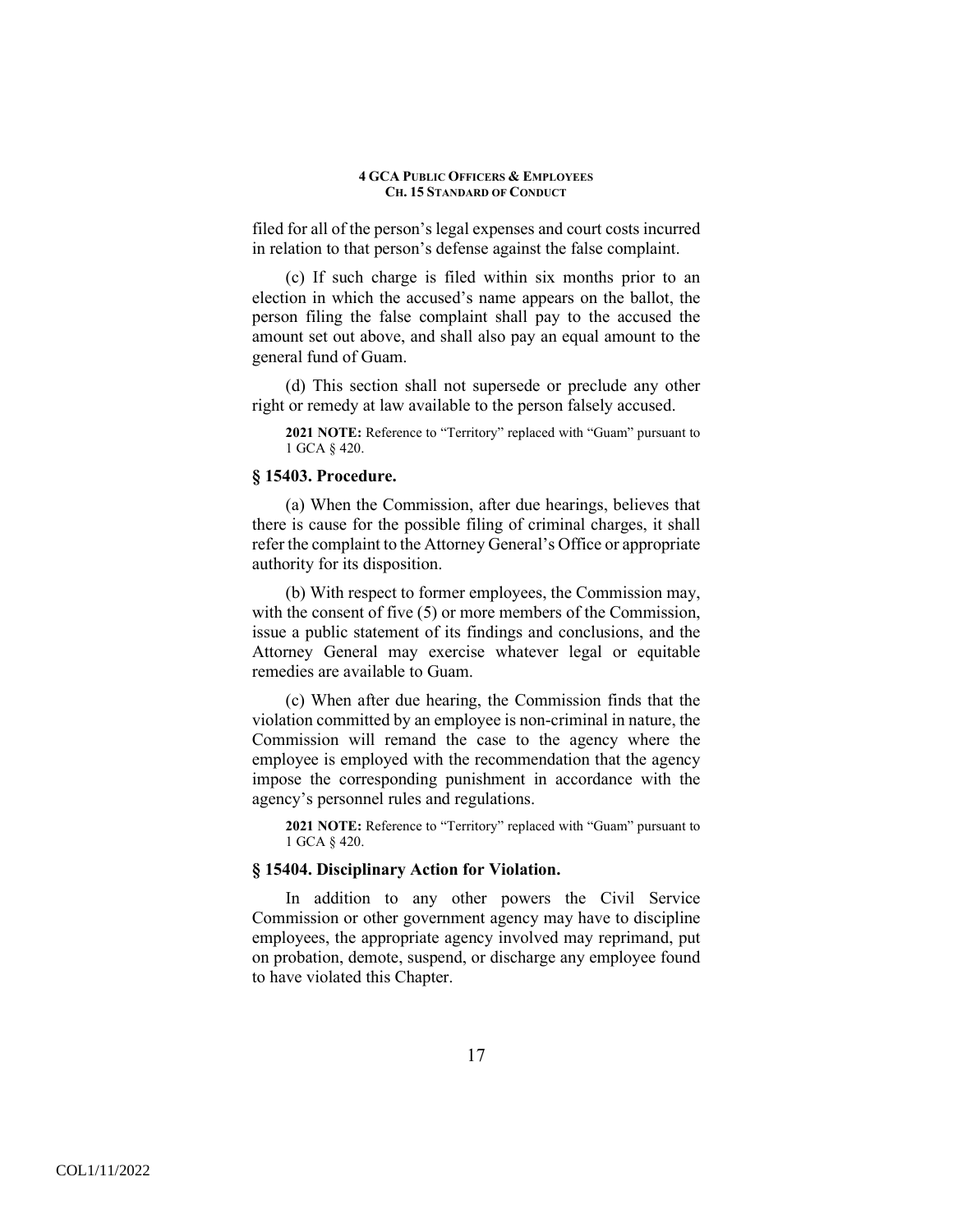filed for all of the person's legal expenses and court costs incurred in relation to that person's defense against the false complaint.

(c) If such charge is filed within six months prior to an election in which the accused's name appears on the ballot, the person filing the false complaint shall pay to the accused the amount set out above, and shall also pay an equal amount to the general fund of Guam.

(d) This section shall not supersede or preclude any other right or remedy at law available to the person falsely accused.

**2021 NOTE:** Reference to "Territory" replaced with "Guam" pursuant to 1 GCA § 420.

### § 15403. Procedure.

(a) When the Commission, after due hearings, believes that there is cause for the possible filing of criminal charges, it shall refer the complaint to the Attorney General's Office or appropriate authority for its disposition.

(b) With respect to former employees, the Commission may, with the consent of five (5) or more members of the Commission, issue a public statement of its findings and conclusions, and the Attorney General may exercise whatever legal or equitable remedies are available to Guam.

(c) When after due hearing, the Commission finds that the violation committed by an employee is non-criminal in nature, the Commission will remand the case to the agency where the employee is employed with the recommendation that the agency impose the corresponding punishment in accordance with the agency's personnel rules and regulations.

**2021 NOTE:** Reference to "Territory" replaced with "Guam" pursuant to 1 GCA § 420.

### § 15404. Disciplinary Action for Violation.

In addition to any other powers the Civil Service Commission or other government agency may have to discipline employees, the appropriate agency involved may reprimand, put on probation, demote, suspend, or discharge any employee found to have violated this Chapter.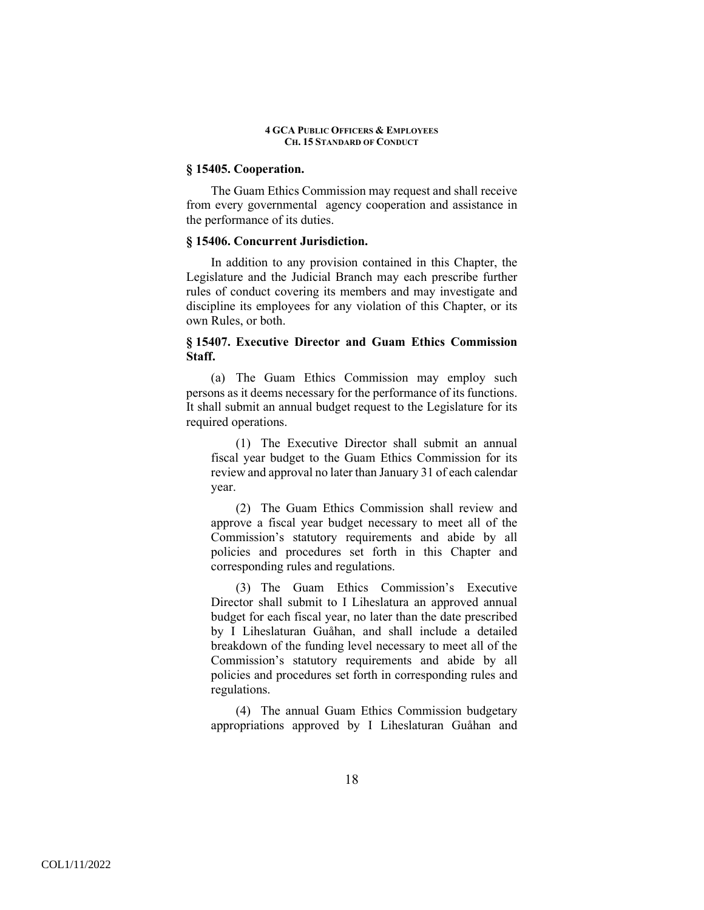### § 15405. Cooperation.

The Guam Ethics Commission may request and shall receive from every governmental agency cooperation and assistance in the performance of its duties.

### § 15406. Concurrent Jurisdiction.

In addition to any provision contained in this Chapter, the Legislature and the Judicial Branch may each prescribe further rules of conduct covering its members and may investigate and discipline its employees for any violation of this Chapter, or its own Rules, or both.

### § 15407. Executive Director and Guam Ethics Commission Staff.

(a) The Guam Ethics Commission may employ such persons as it deems necessary for the performance of its functions. It shall submit an annual budget request to the Legislature for its required operations.

(1) The Executive Director shall submit an annual fiscal year budget to the Guam Ethics Commission for its review and approval no later than January 31 of each calendar year.

(2) The Guam Ethics Commission shall review and approve a fiscal year budget necessary to meet all of the Commission's statutory requirements and abide by all policies and procedures set forth in this Chapter and corresponding rules and regulations.

(3) The Guam Ethics Commission's Executive Director shall submit to I Liheslatura an approved annual budget for each fiscal year, no later than the date prescribed by I Liheslaturan Guåhan, and shall include a detailed breakdown of the funding level necessary to meet all of the Commission's statutory requirements and abide by all policies and procedures set forth in corresponding rules and regulations.

(4) The annual Guam Ethics Commission budgetary appropriations approved by I Liheslaturan Guåhan and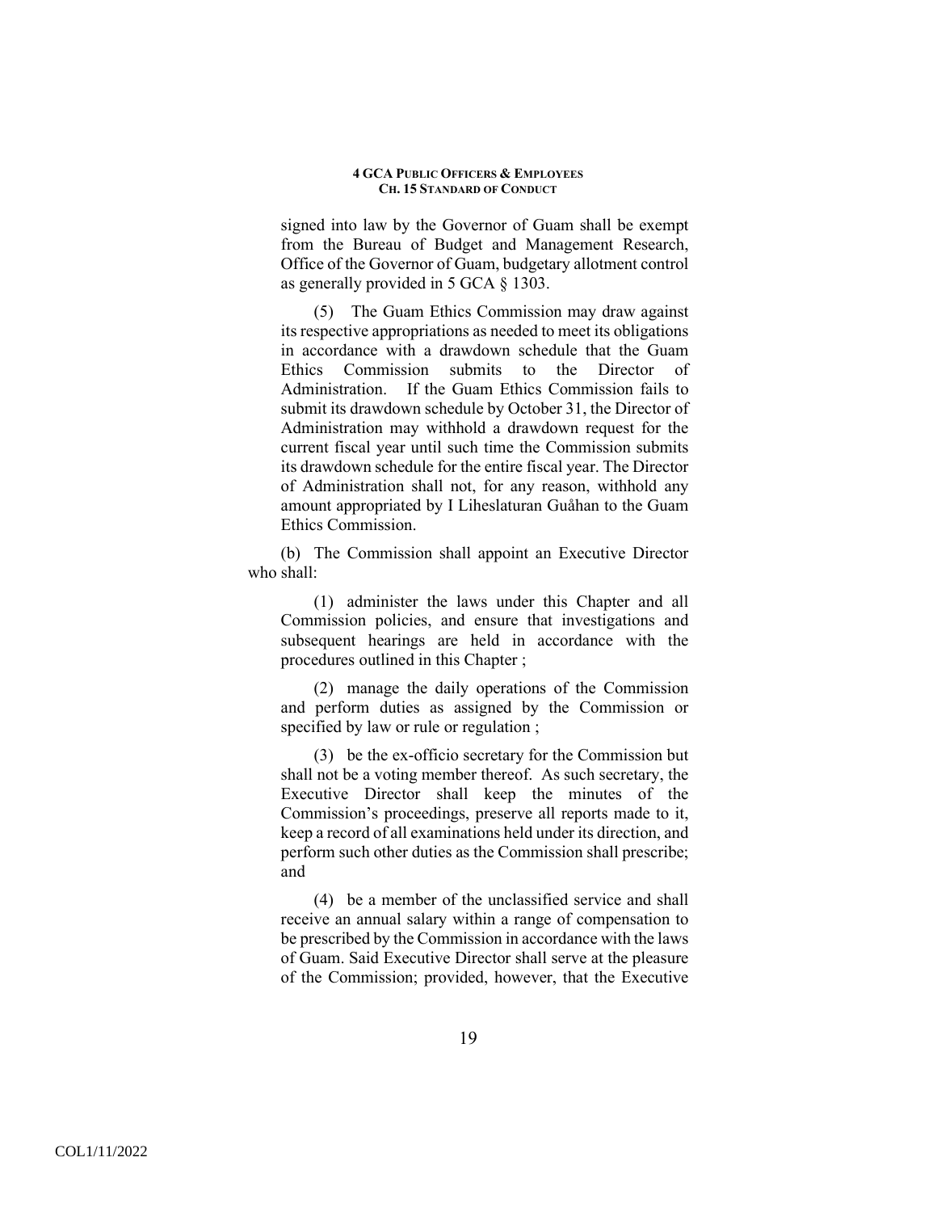signed into law by the Governor of Guam shall be exempt from the Bureau of Budget and Management Research, Office of the Governor of Guam, budgetary allotment control as generally provided in 5 GCA § 1303.

(5) The Guam Ethics Commission may draw against its respective appropriations as needed to meet its obligations in accordance with a drawdown schedule that the Guam Ethics Commission submits to the Director of Administration. If the Guam Ethics Commission fails to submit its drawdown schedule by October 31, the Director of Administration may withhold a drawdown request for the current fiscal year until such time the Commission submits its drawdown schedule for the entire fiscal year. The Director of Administration shall not, for any reason, withhold any amount appropriated by I Liheslaturan Guåhan to the Guam Ethics Commission.

(b) The Commission shall appoint an Executive Director who shall:

(1) administer the laws under this Chapter and all Commission policies, and ensure that investigations and subsequent hearings are held in accordance with the procedures outlined in this Chapter ;

(2) manage the daily operations of the Commission and perform duties as assigned by the Commission or specified by law or rule or regulation ;

(3) be the ex-officio secretary for the Commission but shall not be a voting member thereof. As such secretary, the Executive Director shall keep the minutes of the Commission's proceedings, preserve all reports made to it, keep a record of all examinations held under its direction, and perform such other duties as the Commission shall prescribe; and

(4) be a member of the unclassified service and shall receive an annual salary within a range of compensation to be prescribed by the Commission in accordance with the laws of Guam. Said Executive Director shall serve at the pleasure of the Commission; provided, however, that the Executive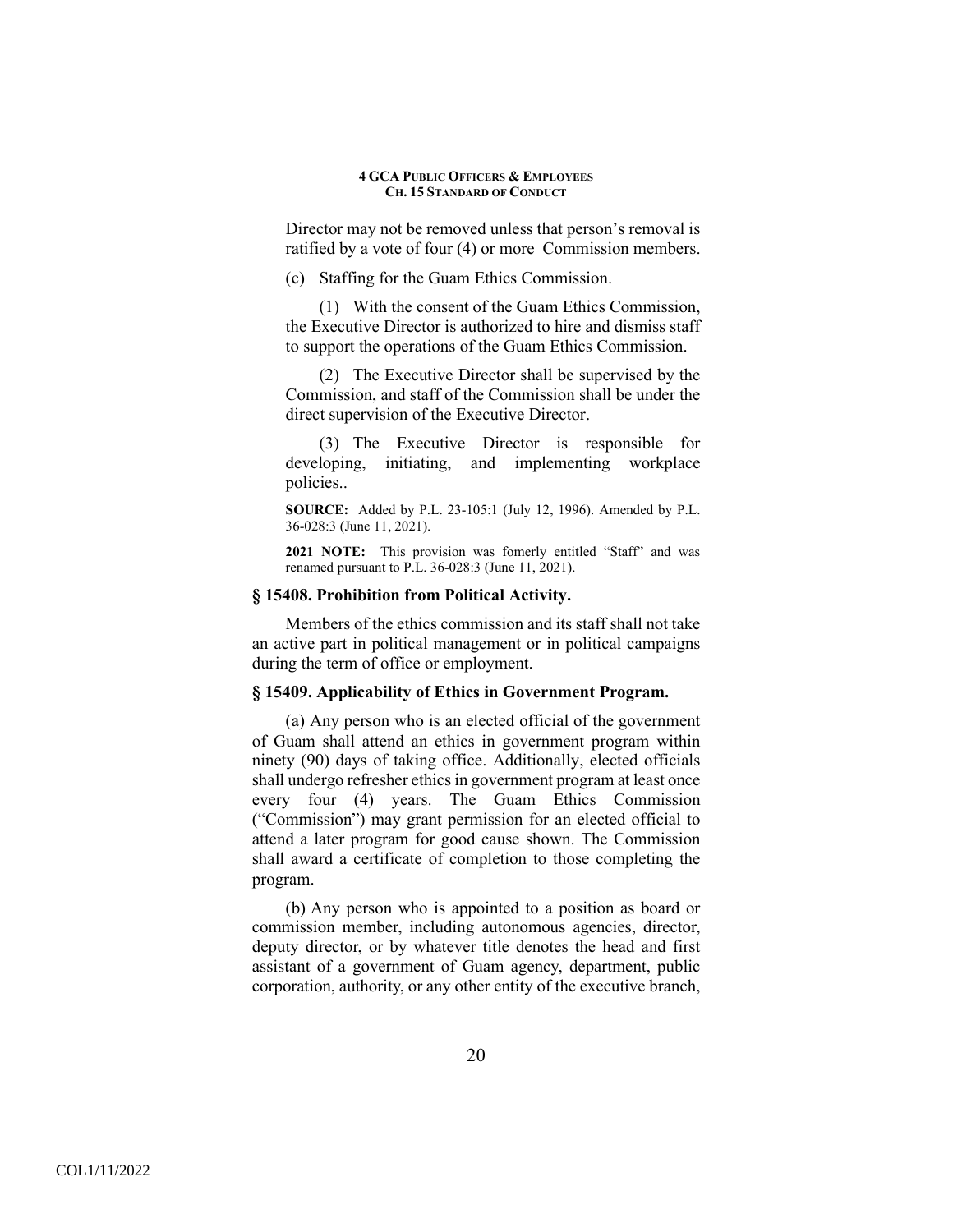Director may not be removed unless that person's removal is ratified by a vote of four (4) or more Commission members.

(c) Staffing for the Guam Ethics Commission.

(1) With the consent of the Guam Ethics Commission, the Executive Director is authorized to hire and dismiss staff to support the operations of the Guam Ethics Commission.

(2) The Executive Director shall be supervised by the Commission, and staff of the Commission shall be under the direct supervision of the Executive Director.

(3) The Executive Director is responsible for developing, initiating, and implementing workplace policies..

**SOURCE:** Added by P.L. 23-105:1 (July 12, 1996). Amended by P.L. 36-028:3 (June 11, 2021).

**2021 NOTE:** This provision was fomerly entitled "Staff" and was renamed pursuant to P.L. 36-028:3 (June 11, 2021).

### § 15408. Prohibition from Political Activity.

Members of the ethics commission and its staff shall not take an active part in political management or in political campaigns during the term of office or employment.

### § 15409. Applicability of Ethics in Government Program.

(a) Any person who is an elected official of the government of Guam shall attend an ethics in government program within ninety (90) days of taking office. Additionally, elected officials shall undergo refresher ethics in government program at least once every four (4) years. The Guam Ethics Commission ("Commission") may grant permission for an elected official to attend a later program for good cause shown. The Commission shall award a certificate of completion to those completing the program.

(b) Any person who is appointed to a position as board or commission member, including autonomous agencies, director, deputy director, or by whatever title denotes the head and first assistant of a government of Guam agency, department, public corporation, authority, or any other entity of the executive branch,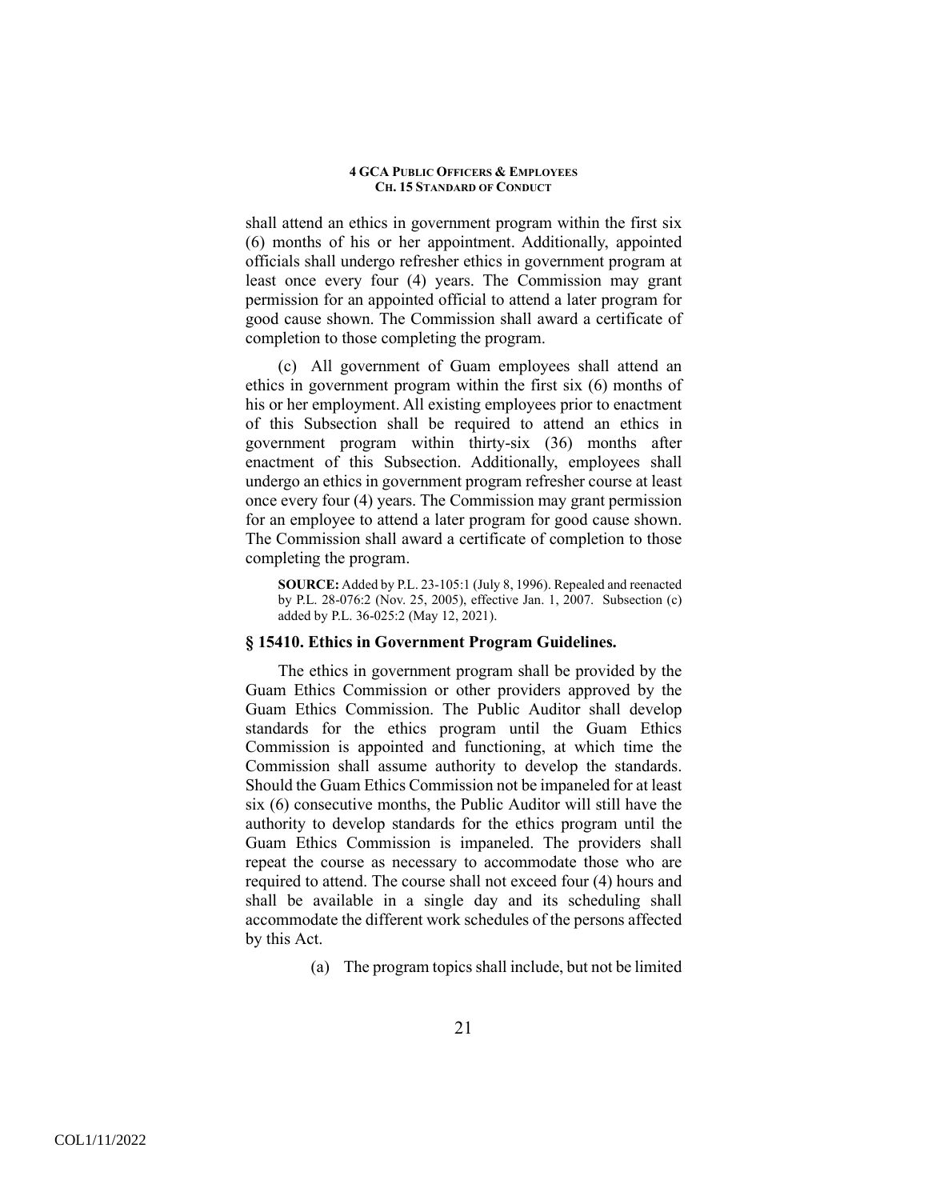shall attend an ethics in government program within the first six (6) months of his or her appointment. Additionally, appointed officials shall undergo refresher ethics in government program at least once every four (4) years. The Commission may grant permission for an appointed official to attend a later program for good cause shown. The Commission shall award a certificate of completion to those completing the program.

(c) All government of Guam employees shall attend an ethics in government program within the first six (6) months of his or her employment. All existing employees prior to enactment of this Subsection shall be required to attend an ethics in government program within thirty-six (36) months after enactment of this Subsection. Additionally, employees shall undergo an ethics in government program refresher course at least once every four (4) years. The Commission may grant permission for an employee to attend a later program for good cause shown. The Commission shall award a certificate of completion to those completing the program.

**SOURCE:** Added by P.L. 23-105:1 (July 8, 1996). Repealed and reenacted by P.L. 28-076:2 (Nov. 25, 2005), effective Jan. 1, 2007. Subsection (c) added by P.L. 36-025:2 (May 12, 2021).

### § 15410. Ethics in Government Program Guidelines.

The ethics in government program shall be provided by the Guam Ethics Commission or other providers approved by the Guam Ethics Commission. The Public Auditor shall develop standards for the ethics program until the Guam Ethics Commission is appointed and functioning, at which time the Commission shall assume authority to develop the standards. Should the Guam Ethics Commission not be impaneled for at least six (6) consecutive months, the Public Auditor will still have the authority to develop standards for the ethics program until the Guam Ethics Commission is impaneled. The providers shall repeat the course as necessary to accommodate those who are required to attend. The course shall not exceed four (4) hours and shall be available in a single day and its scheduling shall accommodate the different work schedules of the persons affected by this Act.

(a) The program topics shall include, but not be limited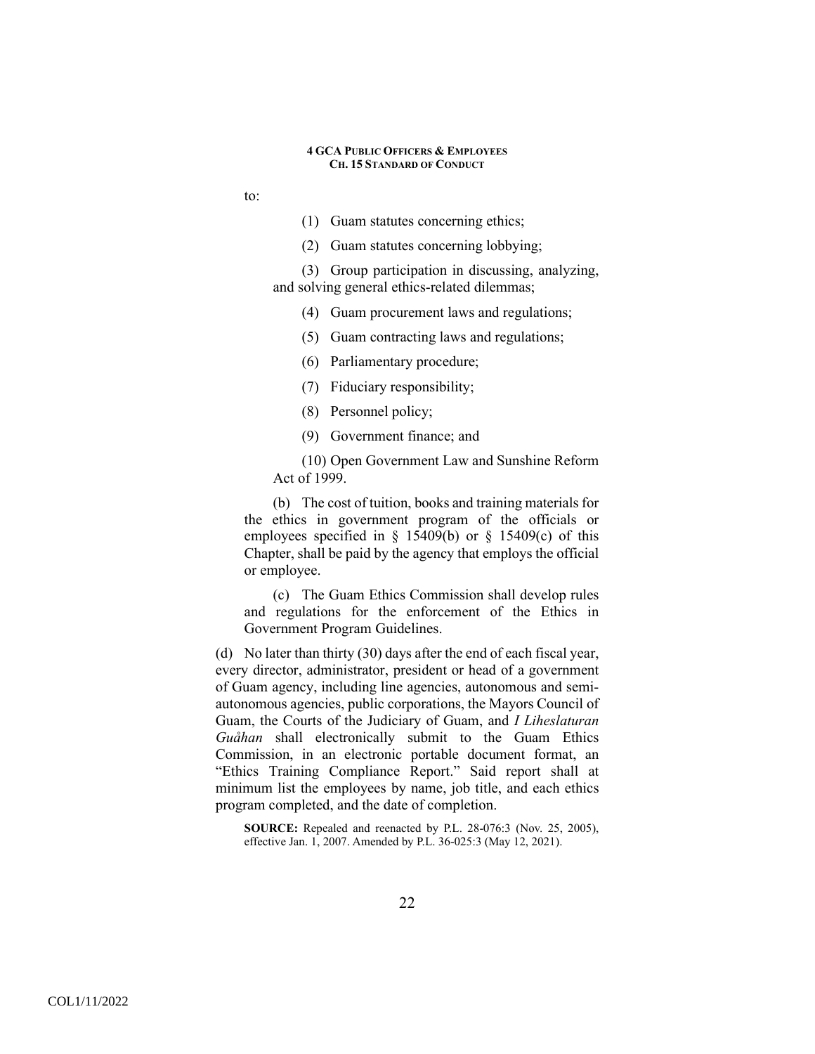to:

(1) Guam statutes concerning ethics;

(2) Guam statutes concerning lobbying;

(3) Group participation in discussing, analyzing, and solving general ethics-related dilemmas;

(4) Guam procurement laws and regulations;

(5) Guam contracting laws and regulations;

(6) Parliamentary procedure;

(7) Fiduciary responsibility;

(8) Personnel policy;

(9) Government finance; and

(10) Open Government Law and Sunshine Reform Act of 1999.

(b) The cost of tuition, books and training materials for the ethics in government program of the officials or employees specified in § 15409(b) or § 15409(c) of this Chapter, shall be paid by the agency that employs the official or employee.

(c) The Guam Ethics Commission shall develop rules and regulations for the enforcement of the Ethics in Government Program Guidelines.

(d) No later than thirty (30) days after the end of each fiscal year, every director, administrator, president or head of a government of Guam agency, including line agencies, autonomous and semi-autonomous agencies, public corporations, the Mayors Council of Guam, the Courts of the Judiciary of Guam, and *I Liheslaturan Guåhan* shall electronically submit to the Guam Ethics Commission, in an electronic portable document format, an "Ethics Training Compliance Report." Said report shall at minimum list the employees by name, job title, and each ethics program completed, and the date of completion.

**SOURCE:** Repealed and reenacted by P.L. 28-076:3 (Nov. 25, 2005), effective Jan. 1, 2007. Amended by P.L. 36-025:3 (May 12, 2021).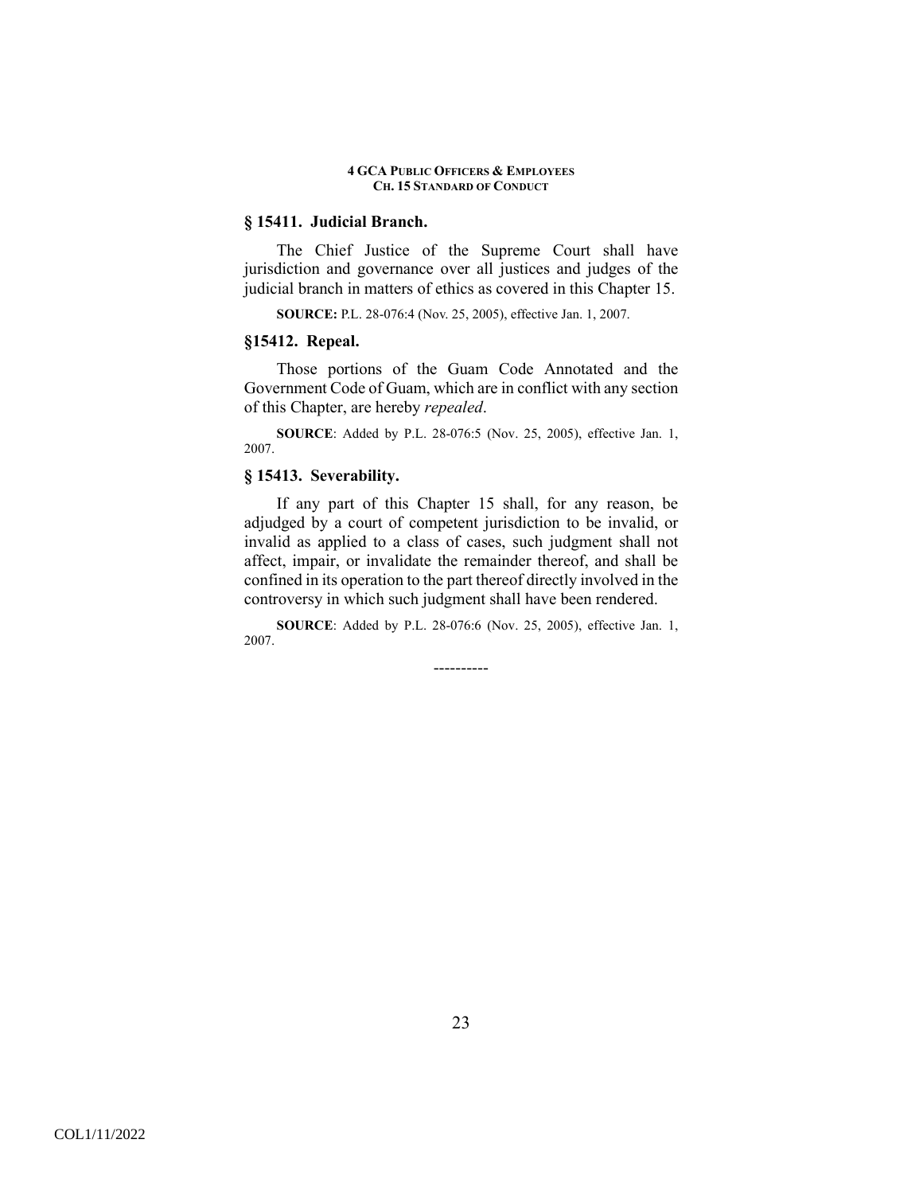### § 15411. Judicial Branch.

The Chief Justice of the Supreme Court shall have jurisdiction and governance over all justices and judges of the judicial branch in matters of ethics as covered in this Chapter 15.

**SOURCE:** P.L. 28-076:4 (Nov. 25, 2005), effective Jan. 1, 2007.

### §15412. Repeal.

Those portions of the Guam Code Annotated and the Government Code of Guam, which are in conflict with any section of this Chapter, are hereby *repealed*.

**SOURCE**: Added by P.L. 28-076:5 (Nov. 25, 2005), effective Jan. 1, 2007.

### § 15413. Severability.

If any part of this Chapter 15 shall, for any reason, be adjudged by a court of competent jurisdiction to be invalid, or invalid as applied to a class of cases, such judgment shall not affect, impair, or invalidate the remainder thereof, and shall be confined in its operation to the part thereof directly involved in the controversy in which such judgment shall have been rendered.

**SOURCE**: Added by P.L. 28-076:6 (Nov. 25, 2005), effective Jan. 1, 2007.

----------